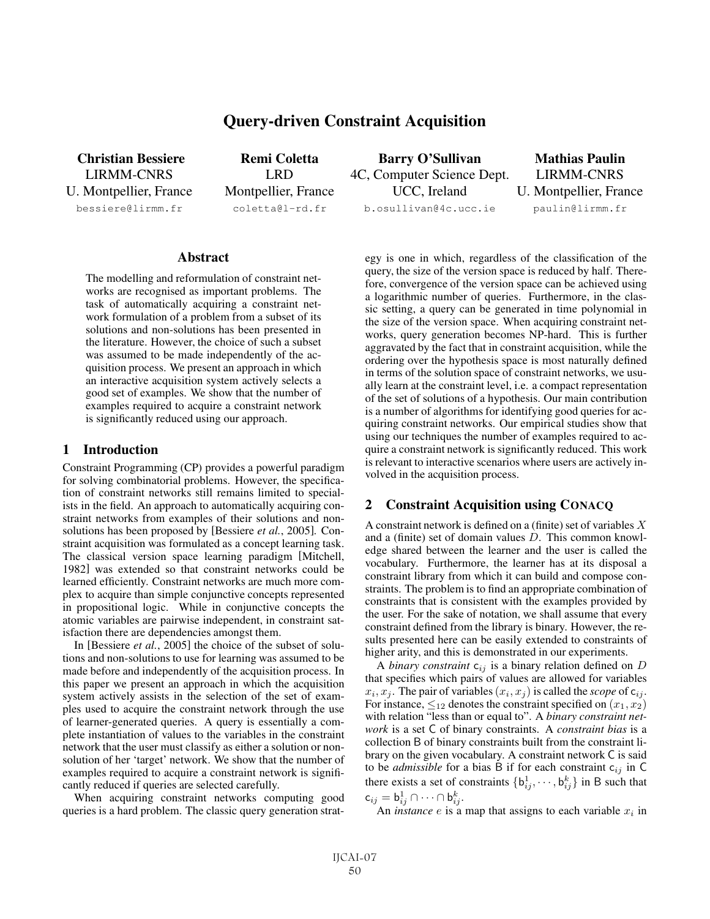# Query-driven Constraint Acquisition

**Christian Bessiere**
LIRMM-CNRS
U. Montpellier, France
bessiere@lirmm.fr

**Remi Coletta**
LRD
Montpellier, France
coletta@l-rd.fr

**Barry O'Sullivan**
4C, Computer Science Dept.
UCC, Ireland
b.osullivan@4c.ucc.ie

**Mathias Paulin**
LIRMM-CNRS
U. Montpellier, France
paulin@lirmm.fr

## Abstract

The modelling and reformulation of constraint networks are recognised as important problems. The task of automatically acquiring a constraint network formulation of a problem from a subset of its solutions and non-solutions has been presented in the literature. However, the choice of such a subset was assumed to be made independently of the acquisition process. We present an approach in which an interactive acquisition system actively selects a good set of examples. We show that the number of examples required to acquire a constraint network is significantly reduced using our approach.

## 1 Introduction

Constraint Programming (CP) provides a powerful paradigm for solving combinatorial problems. However, the specification of constraint networks still remains limited to specialists in the field. An approach to automatically acquiring constraint networks from examples of their solutions and non-solutions has been proposed by [Bessiere *et al.*, 2005]. Constraint acquisition was formulated as a concept learning task. The classical version space learning paradigm [Mitchell, 1982] was extended so that constraint networks could be learned efficiently. Constraint networks are much more complex to acquire than simple conjunctive concepts represented in propositional logic. While in conjunctive concepts the atomic variables are pairwise independent, in constraint satisfaction there are dependencies amongst them.

In [Bessiere *et al.*, 2005] the choice of the subset of solutions and non-solutions to use for learning was assumed to be made before and independently of the acquisition process. In this paper we present an approach in which the acquisition system actively assists in the selection of the set of examples used to acquire the constraint network through the use of learner-generated queries. A query is essentially a complete instantiation of values to the variables in the constraint network that the user must classify as either a solution or non-solution of her 'target' network. We show that the number of examples required to acquire a constraint network is significantly reduced if queries are selected carefully.

When acquiring constraint networks computing good queries is a hard problem. The classic query generation strategy is one in which, regardless of the classification of the query, the size of the version space is reduced by half. Therefore, convergence of the version space can be achieved using a logarithmic number of queries. Furthermore, in the classic setting, a query can be generated in time polynomial in the size of the version space. When acquiring constraint networks, query generation becomes NP-hard. This is further aggravated by the fact that in constraint acquisition, while the ordering over the hypothesis space is most naturally defined in terms of the solution space of constraint networks, we usually learn at the constraint level, i.e. a compact representation of the set of solutions of a hypothesis. Our main contribution is a number of algorithms for identifying good queries for acquiring constraint networks. Our empirical studies show that using our techniques the number of examples required to acquire a constraint network is significantly reduced. This work is relevant to interactive scenarios where users are actively involved in the acquisition process.

## 2 Constraint Acquisition using CONACQ

A constraint network is defined on a (finite) set of variables $X$ and a (finite) set of domain values $D$. This common knowledge shared between the learner and the user is called the vocabulary. Furthermore, the learner has at its disposal a constraint library from which it can build and compose constraints. The problem is to find an appropriate combination of constraints that is consistent with the examples provided by the user. For the sake of notation, we shall assume that every constraint defined from the library is binary. However, the results presented here can be easily extended to constraints of higher arity, and this is demonstrated in our experiments.

A *binary constraint* $c_{ij}$ is a binary relation defined on $D$ that specifies which pairs of values are allowed for variables $x_i, x_j$. The pair of variables $(x_i, x_j)$ is called the *scope* of $c_{ij}$. For instance, $\leq_{12}$ denotes the constraint specified on $(x_1, x_2)$ with relation "less than or equal to". A *binary constraint network* is a set $C$ of binary constraints. A *constraint bias* is a collection $B$ of binary constraints built from the constraint library on the given vocabulary. A constraint network $C$ is said to be *admissible* for a bias $B$ if for each constraint $c_{ij}$ in $C$ there exists a set of constraints $\{b^1_{ij}, \cdots, b^k_{ij}\}$ in $B$ such that $c_{ij} = b^1_{ij} \cap \cdots \cap b^k_{ij}$.

An *instance* $e$ is a map that assigns to each variable $x_i$ in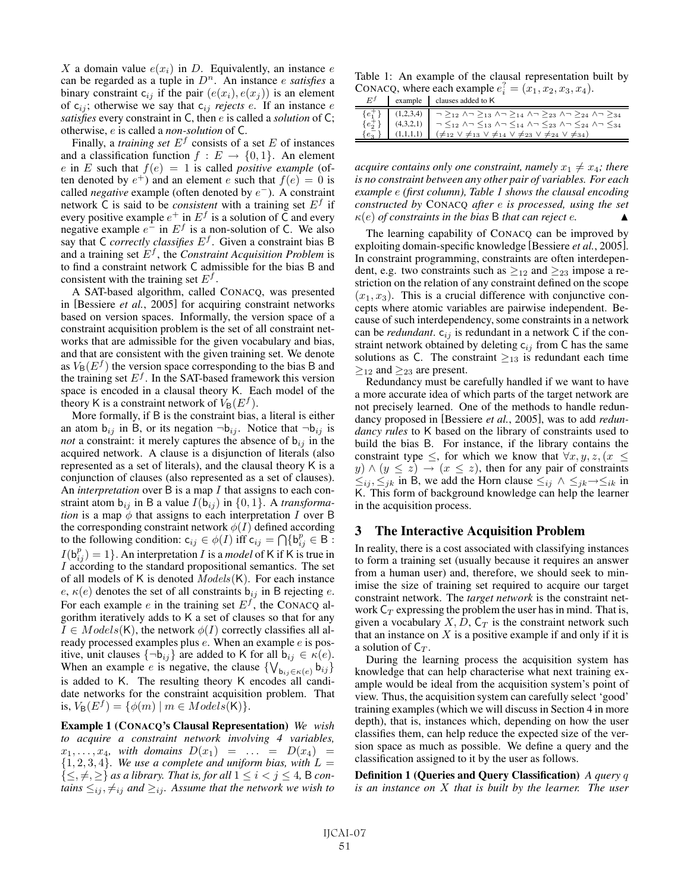$X$ a domain value $e(x_i)$ in $D$. Equivalently, an instance $e$ can be regarded as a tuple in $D^n$. An instance $e$ *satisfies* a binary constraint $c_{ij}$ if the pair $(e(x_i), e(x_j))$ is an element of $c_{ij}$; otherwise we say that $c_{ij}$ *rejects* $e$. If an instance $e$ *satisfies* every constraint in C, then $e$ is called a *solution* of C; otherwise, $e$ is called a *non-solution* of C.

Finally, a *training set* $E^f$ consists of a set $E$ of instances and a classification function $f : E \rightarrow \{0, 1\}$. An element $e$ in $E$ such that $f(e) = 1$ is called *positive example* (often denoted by $e^+$) and an element $e$ such that $f(e) = 0$ is called *negative* example (often denoted by $e^-$). A constraint network C is said to be *consistent* with a training set $E^f$ if every positive example $e^+$ in $E^f$ is a solution of C and every negative example $e^-$ in $E^f$ is a non-solution of C. We also say that C *correctly classifies* $E^f$. Given a constraint bias B and a training set $E^f$, the *Constraint Acquisition Problem* is to find a constraint network C admissible for the bias B and consistent with the training set $E^f$.

A SAT-based algorithm, called CONACQ, was presented in [Bessiere *et al.*, 2005] for acquiring constraint networks based on version spaces. Informally, the version space of a constraint acquisition problem is the set of all constraint networks that are admissible for the given vocabulary and bias, and that are consistent with the given training set. We denote as $V_{\mathsf{B}}(E^f)$ the version space corresponding to the bias B and the training set $E^f$. In the SAT-based framework this version space is encoded in a clausal theory K. Each model of the theory K is a constraint network of $V_{\mathsf{B}}(E^f)$.

More formally, if B is the constraint bias, a literal is either an atom $b_{ij}$ in B, or its negation $\neg b_{ij}$. Notice that $\neg b_{ij}$ is *not* a constraint: it merely captures the absence of $b_{ij}$ in the acquired network. A clause is a disjunction of literals (also represented as a set of literals), and the clausal theory K is a conjunction of clauses (also represented as a set of clauses). An *interpretation* over B is a map $I$ that assigns to each constraint atom $b_{ij}$ in B a value $I(b_{ij})$ in $\{0, 1\}$. A *transformation* is a map $\phi$ that assigns to each interpretation $I$ over B the corresponding constraint network $\phi(I)$ defined according to the following condition: $c_{ij} \in \phi(I)$ iff $c_{ij} = \bigcap\{b^p_{ij} \in \mathsf{B} : I(b^p_{ij}) = 1\}$. An interpretation $I$ is a *model* of K if K is true in $I$ according to the standard propositional semantics. The set of all models of K is denoted $Models(\mathsf{K})$. For each instance $e$, $\kappa(e)$ denotes the set of all constraints $b_{ij}$ in B rejecting $e$. For each example $e$ in the training set $E^f$, the CONACQ algorithm iteratively adds to K a set of clauses so that for any $I \in Models(\mathsf{K})$, the network $\phi(I)$ correctly classifies all already processed examples plus $e$. When an example $e$ is positive, unit clauses $\{\neg b_{ij}\}$ are added to K for all $b_{ij} \in \kappa(e)$. When an example $e$ is negative, the clause $\{\bigvee_{b_{ij} \in \kappa(e)} b_{ij}\}$ is added to K. The resulting theory K encodes all candidate networks for the constraint acquisition problem. That is, $V_{\mathsf{B}}(E^f) = \{\phi(m) \mid m \in Models(\mathsf{K})\}$.

**Example 1 (CONACQ's Clausal Representation)** *We wish to acquire a constraint network involving 4 variables, $x_1, \ldots, x_4$, with domains $D(x_1) = \ldots = D(x_4) = \{1, 2, 3, 4\}$. We use a complete and uniform bias, with $L = \{\leq, \neq, \geq\}$ as a library. That is, for all $1 \leq i < j \leq 4$, B contains $\leq_{ij}, \neq_{ij}$ and $\geq_{ij}$. Assume that the network we wish to acquire contains only one constraint, namely $x_1 \neq x_4$; there is no constraint between any other pair of variables. For each example $e$ (first column), Table 1 shows the clausal encoding constructed by* CONACQ *after $e$ is processed, using the set $\kappa(e)$ of constraints in the bias B that can reject $e$.* ▲

Table 1: An example of the clausal representation built by CONACQ, where each example $e^?_i = (x_1, x_2, x_3, x_4)$.

| $E^f$ | example | clauses added to K |
| --- | --- | --- |
| $\{e^+_1\}$ | (1,2,3,4) | $\neg \geq_{12} \wedge \neg \geq_{13} \wedge \neg \geq_{14} \wedge \neg \geq_{23} \wedge \neg \geq_{24} \wedge \neg \geq_{34}$ |
| $\{e^+_2\}$ | (4,3,2,1) | $\neg \leq_{12} \wedge \neg \leq_{13} \wedge \neg \leq_{14} \wedge \neg \leq_{23} \wedge \neg \leq_{24} \wedge \neg \leq_{34}$ |
| $\{e^-_3\}$ | (1,1,1,1) | $(\neq_{12} \vee \neq_{13} \vee \neq_{14} \vee \neq_{23} \vee \neq_{24} \vee \neq_{34})$ |

The learning capability of CONACQ can be improved by exploiting domain-specific knowledge [Bessiere *et al.*, 2005]. In constraint programming, constraints are often interdependent, e.g. two constraints such as $\geq_{12}$ and $\geq_{23}$ impose a restriction on the relation of any constraint defined on the scope $(x_1, x_3)$. This is a crucial difference with conjunctive concepts where atomic variables are pairwise independent. Because of such interdependency, some constraints in a network can be *redundant*. $c_{ij}$ is redundant in a network C if the constraint network obtained by deleting $c_{ij}$ from C has the same solutions as C. The constraint $\geq_{13}$ is redundant each time $\geq_{12}$ and $\geq_{23}$ are present.

Redundancy must be carefully handled if we want to have a more accurate idea of which parts of the target network are not precisely learned. One of the methods to handle redundancy proposed in [Bessiere *et al.*, 2005], was to add *redundancy rules* to K based on the library of constraints used to build the bias B. For instance, if the library contains the constraint type $\leq$, for which we know that $\forall x, y, z, (x \leq y) \wedge (y \leq z) \rightarrow (x \leq z)$, then for any pair of constraints $\leq_{ij}, \leq_{jk}$ in B, we add the Horn clause $\leq_{ij} \wedge \leq_{jk} \rightarrow \leq_{ik}$ in K. This form of background knowledge can help the learner in the acquisition process.

## 3 The Interactive Acquisition Problem

In reality, there is a cost associated with classifying instances to form a training set (usually because it requires an answer from a human user) and, therefore, we should seek to minimise the size of training set required to acquire our target constraint network. The *target network* is the constraint network $\mathsf{C}_T$ expressing the problem the user has in mind. That is, given a vocabulary $X, D$, $\mathsf{C}_T$ is the constraint network such that an instance on $X$ is a positive example if and only if it is a solution of $\mathsf{C}_T$.

During the learning process the acquisition system has knowledge that can help characterise what next training example would be ideal from the acquisition system's point of view. Thus, the acquisition system can carefully select 'good' training examples (which we will discuss in Section 4 in more depth), that is, instances which, depending on how the user classifies them, can help reduce the expected size of the version space as much as possible. We define a query and the classification assigned to it by the user as follows.

**Definition 1 (Queries and Query Classification)** *A query $q$ is an instance on $X$ that is built by the learner. The user*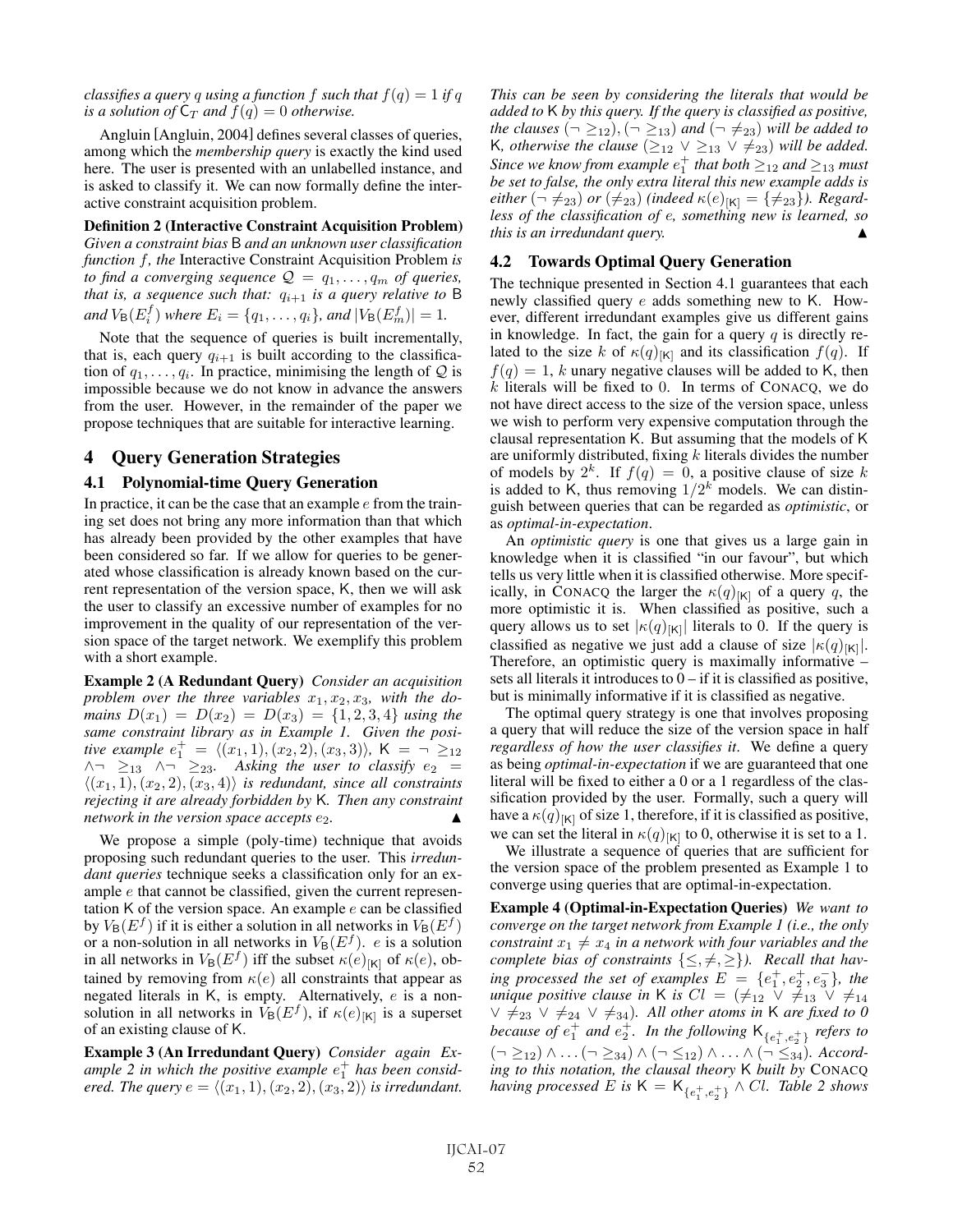*classifies a query $q$ using a function $f$ such that $f(q) = 1$ if $q$ is a solution of $C_T$ and $f(q) = 0$ otherwise.*

Angluin [Angluin, 2004] defines several classes of queries, among which the *membership query* is exactly the kind used here. The user is presented with an unlabelled instance, and is asked to classify it. We can now formally define the interactive constraint acquisition problem.

**Definition 2 (Interactive Constraint Acquisition Problem)** *Given a constraint bias $B$ and an unknown user classification function $f$, the* Interactive Constraint Acquisition Problem *is to find a converging sequence $\mathcal{Q} = q_1, \ldots, q_m$ of queries, that is, a sequence such that: $q_{i+1}$ is a query relative to $B$ and $V_B(E_i^f)$ where $E_i = \{q_1, \ldots, q_i\}$, and $|V_B(E_m^f)| = 1$.*

Note that the sequence of queries is built incrementally, that is, each query $q_{i+1}$ is built according to the classification of $q_1, \ldots, q_i$. In practice, minimising the length of $\mathcal{Q}$ is impossible because we do not know in advance the answers from the user. However, in the remainder of the paper we propose techniques that are suitable for interactive learning.

## 4 Query Generation Strategies

### 4.1 Polynomial-time Query Generation

In practice, it can be the case that an example $e$ from the training set does not bring any more information than that which has already been provided by the other examples that have been considered so far. If we allow for queries to be generated whose classification is already known based on the current representation of the version space, K, then we will ask the user to classify an excessive number of examples for no improvement in the quality of our representation of the version space of the target network. We exemplify this problem with a short example.

**Example 2 (A Redundant Query)** *Consider an acquisition problem over the three variables $x_1, x_2, x_3$, with the domains $D(x_1) = D(x_2) = D(x_3) = \{1, 2, 3, 4\}$ using the same constraint library as in Example 1. Given the positive example $e_1^+ = \langle (x_1, 1), (x_2, 2), (x_3, 3) \rangle$, $K = \neg \geq_{12} \wedge \neg \geq_{13} \wedge \neg \geq_{23}$. Asking the user to classify $e_2 = \langle (x_1, 1), (x_2, 2), (x_3, 4) \rangle$ is redundant, since all constraints rejecting it are already forbidden by K. Then any constraint network in the version space accepts $e_2$.* ▲

We propose a simple (poly-time) technique that avoids proposing such redundant queries to the user. This *irredundant queries* technique seeks a classification only for an example $e$ that cannot be classified, given the current representation K of the version space. An example $e$ can be classified by $V_B(E^f)$ if it is either a solution in all networks in $V_B(E^f)$ or a non-solution in all networks in $V_B(E^f)$. $e$ is a solution in all networks in $V_B(E^f)$ iff the subset $\kappa(e)_{[K]}$ of $\kappa(e)$, obtained by removing from $\kappa(e)$ all constraints that appear as negated literals in K, is empty. Alternatively, $e$ is a non-solution in all networks in $V_B(E^f)$, if $\kappa(e)_{[K]}$ is a superset of an existing clause of K.

**Example 3 (An Irredundant Query)** *Consider again Example 2 in which the positive example $e_1^+$ has been considered. The query $e = \langle (x_1, 1), (x_2, 2), (x_3, 2) \rangle$ is irredundant. This can be seen by considering the literals that would be added to K by this query. If the query is classified as positive, the clauses $(\neg \geq_{12}), (\neg \geq_{13})$ and $(\neg \neq_{23})$ will be added to K, otherwise the clause $(\geq_{12} \vee \geq_{13} \vee \neq_{23})$ will be added. Since we know from example $e_1^+$ that both $\geq_{12}$ and $\geq_{13}$ must be set to false, the only extra literal this new example adds is either $(\neg \neq_{23})$ or $(\neq_{23})$ (indeed $\kappa(e)_{[K]} = \{\neq_{23}\}$). Regardless of the classification of $e$, something new is learned, so this is an irredundant query.* ▲

### 4.2 Towards Optimal Query Generation

The technique presented in Section 4.1 guarantees that each newly classified query $e$ adds something new to K. However, different irredundant examples give us different gains in knowledge. In fact, the gain for a query $q$ is directly related to the size $k$ of $\kappa(q)_{[K]}$ and its classification $f(q)$. If $f(q) = 1$, $k$ unary negative clauses will be added to K, then $k$ literals will be fixed to 0. In terms of CONACQ, we do not have direct access to the size of the version space, unless we wish to perform very expensive computation through the clausal representation K. But assuming that the models of K are uniformly distributed, fixing $k$ literals divides the number of models by $2^k$. If $f(q) = 0$, a positive clause of size $k$ is added to K, thus removing $1/2^k$ models. We can distinguish between queries that can be regarded as *optimistic*, or as *optimal-in-expectation*.

An *optimistic query* is one that gives us a large gain in knowledge when it is classified "in our favour", but which tells us very little when it is classified otherwise. More specifically, in CONACQ the larger the $\kappa(q)_{[K]}$ of a query $q$, the more optimistic it is. When classified as positive, such a query allows us to set $|\kappa(q)_{[K]}|$ literals to 0. If the query is classified as negative we just add a clause of size $|\kappa(q)_{[K]}|$. Therefore, an optimistic query is maximally informative – sets all literals it introduces to 0 – if it is classified as positive, but is minimally informative if it is classified as negative.

The optimal query strategy is one that involves proposing a query that will reduce the size of the version space in half *regardless of how the user classifies it*. We define a query as being *optimal-in-expectation* if we are guaranteed that one literal will be fixed to either a 0 or a 1 regardless of the classification provided by the user. Formally, such a query will have a $\kappa(q)_{[K]}$ of size 1, therefore, if it is classified as positive, we can set the literal in $\kappa(q)_{[K]}$ to 0, otherwise it is set to a 1.

We illustrate a sequence of queries that are sufficient for the version space of the problem presented as Example 1 to converge using queries that are optimal-in-expectation.

**Example 4 (Optimal-in-Expectation Queries)** *We want to converge on the target network from Example 1 (i.e., the only constraint $x_1 \neq x_4$ in a network with four variables and the complete bias of constraints $\{\leq, \neq, \geq\}$). Recall that having processed the set of examples $E = \{e_1^+, e_2^+, e_3^-\}$, the unique positive clause in K is $Cl = (\neq_{12} \vee \neq_{13} \vee \neq_{14} \vee \neq_{23} \vee \neq_{24} \vee \neq_{34})$. All other atoms in K are fixed to 0 because of $e_1^+$ and $e_2^+$. In the following $K_{\{e_1^+, e_2^+\}}$ refers to $(\neg \geq_{12}) \wedge \ldots (\neg \geq_{34}) \wedge (\neg \leq_{12}) \wedge \ldots \wedge (\neg \leq_{34})$. According to this notation, the clausal theory K built by CONACQ having processed $E$ is $K = K_{\{e_1^+, e_2^+\}} \wedge Cl$. Table 2 shows*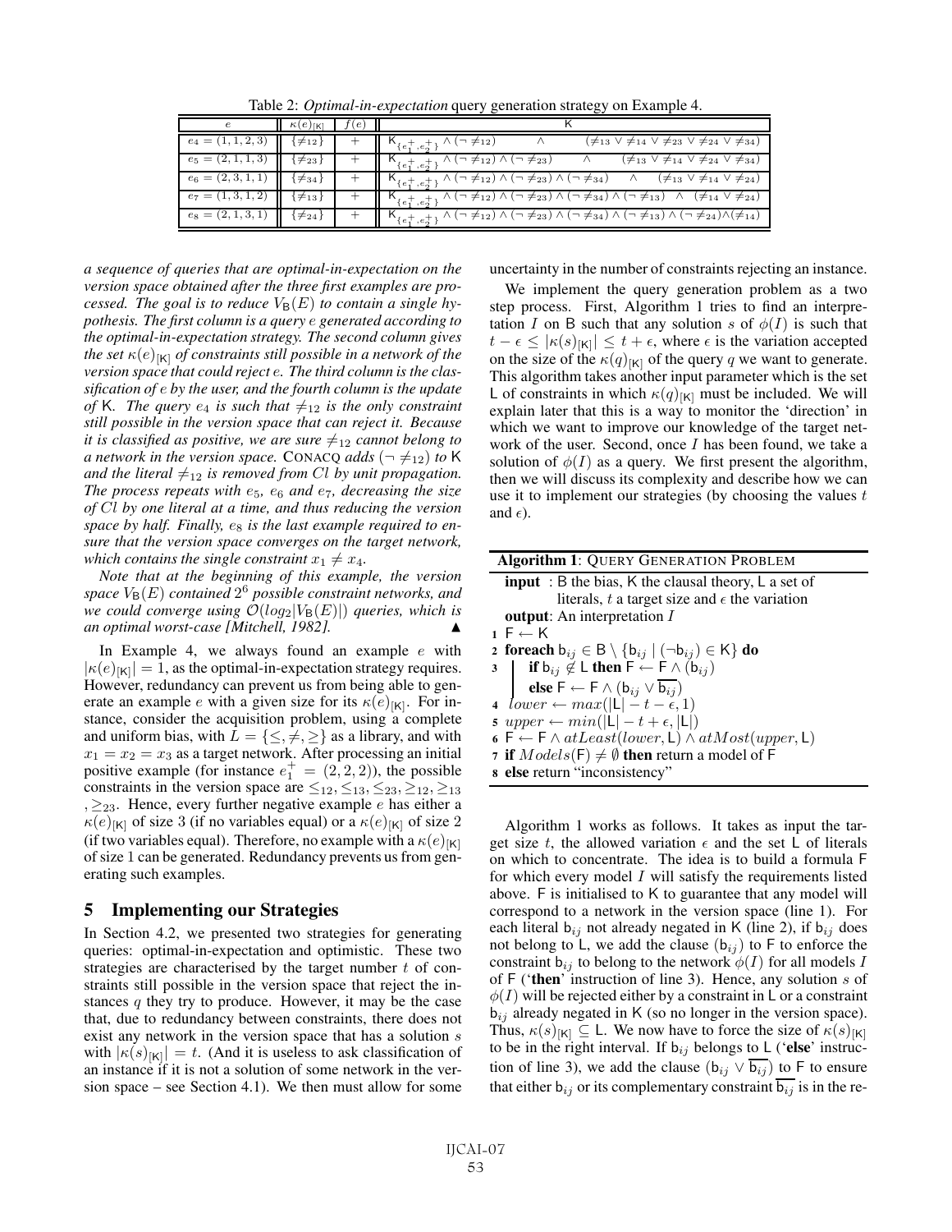Table 2: *Optimal-in-expectation* query generation strategy on Example 4.

| $e$ | $\kappa(e)_{[\mathsf{K}]}$ | $f(e)$ | $\mathsf{K}$ |
|---|---|---|---|
| $e_4 = (1,1,2,3)$ | $\{\neq_{12}\}$ | $+$ | $\mathsf{K}_{\{e_1^+,e_2^+\}} \wedge (\neg \neq_{12}) \quad \wedge \quad (\neq_{13} \vee \neq_{14} \vee \neq_{23} \vee \neq_{24} \vee \neq_{34})$ |
| $e_5 = (2,1,1,3)$ | $\{\neq_{23}\}$ | $+$ | $\mathsf{K}_{\{e_1^+,e_2^+\}} \wedge (\neg \neq_{12}) \wedge (\neg \neq_{23}) \quad \wedge \quad (\neq_{13} \vee \neq_{14} \vee \neq_{24} \vee \neq_{34})$ |
| $e_6 = (2,3,1,1)$ | $\{\neq_{34}\}$ | $+$ | $\mathsf{K}_{\{e_1^+,e_2^+\}} \wedge (\neg \neq_{12}) \wedge (\neg \neq_{23}) \wedge (\neg \neq_{34}) \quad \wedge \quad (\neq_{13} \vee \neq_{14} \vee \neq_{24})$ |
| $e_7 = (1,3,1,2)$ | $\{\neq_{13}\}$ | $+$ | $\mathsf{K}_{\{e_1^+,e_2^+\}} \wedge (\neg \neq_{12}) \wedge (\neg \neq_{23}) \wedge (\neg \neq_{34}) \wedge (\neg \neq_{13}) \quad \wedge \quad (\neq_{14} \vee \neq_{24})$ |
| $e_8 = (2,1,3,1)$ | $\{\neq_{24}\}$ | $+$ | $\mathsf{K}_{\{e_1^+,e_2^+\}} \wedge (\neg \neq_{12}) \wedge (\neg \neq_{23}) \wedge (\neg \neq_{34}) \wedge (\neg \neq_{13}) \wedge (\neg \neq_{24}) \wedge (\neq_{14})$ |

*a sequence of queries that are optimal-in-expectation on the version space obtained after the three first examples are processed. The goal is to reduce $V_{\mathsf{B}}(E)$ to contain a single hypothesis. The first column is a query $e$ generated according to the optimal-in-expectation strategy. The second column gives the set $\kappa(e)_{[\mathsf{K}]}$ of constraints still possible in a network of the version space that could reject $e$. The third column is the classification of $e$ by the user, and the fourth column is the update of $\mathsf{K}$. The query $e_4$ is such that $\neq_{12}$ is the only constraint still possible in the version space that can reject it. Because it is classified as positive, we are sure $\neq_{12}$ cannot belong to a network in the version space.* CONACQ *adds $(\neg \neq_{12})$ to $\mathsf{K}$ and the literal $\neq_{12}$ is removed from $Cl$ by unit propagation. The process repeats with $e_5$, $e_6$ and $e_7$, decreasing the size of $Cl$ by one literal at a time, and thus reducing the version space by half. Finally, $e_8$ is the last example required to ensure that the version space converges on the target network, which contains the single constraint $x_1 \neq x_4$.*

*Note that at the beginning of this example, the version space $V_{\mathsf{B}}(E)$ contained $2^6$ possible constraint networks, and we could converge using $\mathcal{O}(log_2|V_{\mathsf{B}}(E)|)$ queries, which is an optimal worst-case [Mitchell, 1982].* ▲

In Example 4, we always found an example $e$ with $|\kappa(e)_{[\mathsf{K}]}| = 1$, as the optimal-in-expectation strategy requires. However, redundancy can prevent us from being able to generate an example $e$ with a given size for its $\kappa(e)_{[\mathsf{K}]}$. For instance, consider the acquisition problem, using a complete and uniform bias, with $L = \{\leq, \neq, \geq\}$ as a library, and with $x_1 = x_2 = x_3$ as a target network. After processing an initial positive example (for instance $e_1^+ = (2,2,2)$), the possible constraints in the version space are $\leq_{12}, \leq_{13}, \leq_{23}, \geq_{12}, \geq_{13}, \geq_{23}$. Hence, every further negative example $e$ has either a $\kappa(e)_{[\mathsf{K}]}$ of size 3 (if no variables equal) or a $\kappa(e)_{[\mathsf{K}]}$ of size 2 (if two variables equal). Therefore, no example with a $\kappa(e)_{[\mathsf{K}]}$ of size 1 can be generated. Redundancy prevents us from generating such examples.

## 5 Implementing our Strategies

In Section 4.2, we presented two strategies for generating queries: optimal-in-expectation and optimistic. These two strategies are characterised by the target number $t$ of constraints still possible in the version space that reject the instances $q$ they try to produce. However, it may be the case that, due to redundancy between constraints, there does not exist any network in the version space that has a solution $s$ with $|\kappa(s)_{[\mathsf{K}]}| = t$. (And it is useless to ask classification of an instance if it is not a solution of some network in the version space – see Section 4.1). We then must allow for some uncertainty in the number of constraints rejecting an instance.

We implement the query generation problem as a two step process. First, Algorithm 1 tries to find an interpretation $I$ on $\mathsf{B}$ such that any solution $s$ of $\phi(I)$ is such that $t - \epsilon \leq |\kappa(s)_{[\mathsf{K}]}| \leq t + \epsilon$, where $\epsilon$ is the variation accepted on the size of the $\kappa(q)_{[\mathsf{K}]}$ of the query $q$ we want to generate. This algorithm takes another input parameter which is the set $\mathsf{L}$ of constraints in which $\kappa(q)_{[\mathsf{K}]}$ must be included. We will explain later that this is a way to monitor the 'direction' in which we want to improve our knowledge of the target network of the user. Second, once $I$ has been found, we take a solution of $\phi(I)$ as a query. We first present the algorithm, then we will discuss its complexity and describe how we can use it to implement our strategies (by choosing the values $t$ and $\epsilon$).

**Algorithm 1**: QUERY GENERATION PROBLEM

```
  input  : B the bias, K the clausal theory, L a set of
           literals, t a target size and ε the variation
  output: An interpretation I
1 F ← K
2 foreach b_ij ∈ B \ {b_ij | (¬b_ij) ∈ K} do
3   if b_ij ∉ L then F ← F ∧ (b_ij)
    else F ← F ∧ (b_ij ∨ ‾b_ij)
4 lower ← max(|L| − t − ε, 1)
5 upper ← min(|L| − t + ε, |L|)
6 F ← F ∧ atLeast(lower, L) ∧ atMost(upper, L)
7 if Models(F) ≠ ∅ then return a model of F
8 else return "inconsistency"
```

Algorithm 1 works as follows. It takes as input the target size $t$, the allowed variation $\epsilon$ and the set $\mathsf{L}$ of literals on which to concentrate. The idea is to build a formula $\mathsf{F}$ for which every model $I$ will satisfy the requirements listed above. $\mathsf{F}$ is initialised to $\mathsf{K}$ to guarantee that any model will correspond to a network in the version space (line 1). For each literal $\mathsf{b}_{ij}$ not already negated in $\mathsf{K}$ (line 2), if $\mathsf{b}_{ij}$ does not belong to $\mathsf{L}$, we add the clause $(\mathsf{b}_{ij})$ to $\mathsf{F}$ to enforce the constraint $\mathsf{b}_{ij}$ to belong to the network $\phi(I)$ for all models $I$ of $\mathsf{F}$ ('**then**' instruction of line 3). Hence, any solution $s$ of $\phi(I)$ will be rejected either by a constraint in $\mathsf{L}$ or a constraint $\mathsf{b}_{ij}$ already negated in $\mathsf{K}$ (so no longer in the version space). Thus, $\kappa(s)_{[\mathsf{K}]} \subseteq \mathsf{L}$. We now have to force the size of $\kappa(s)_{[\mathsf{K}]}$ to be in the right interval. If $\mathsf{b}_{ij}$ belongs to $\mathsf{L}$ ('**else**' instruction of line 3), we add the clause $(\mathsf{b}_{ij} \vee \overline{\mathsf{b}_{ij}})$ to $\mathsf{F}$ to ensure that either $\mathsf{b}_{ij}$ or its complementary constraint $\overline{\mathsf{b}_{ij}}$ is in the re-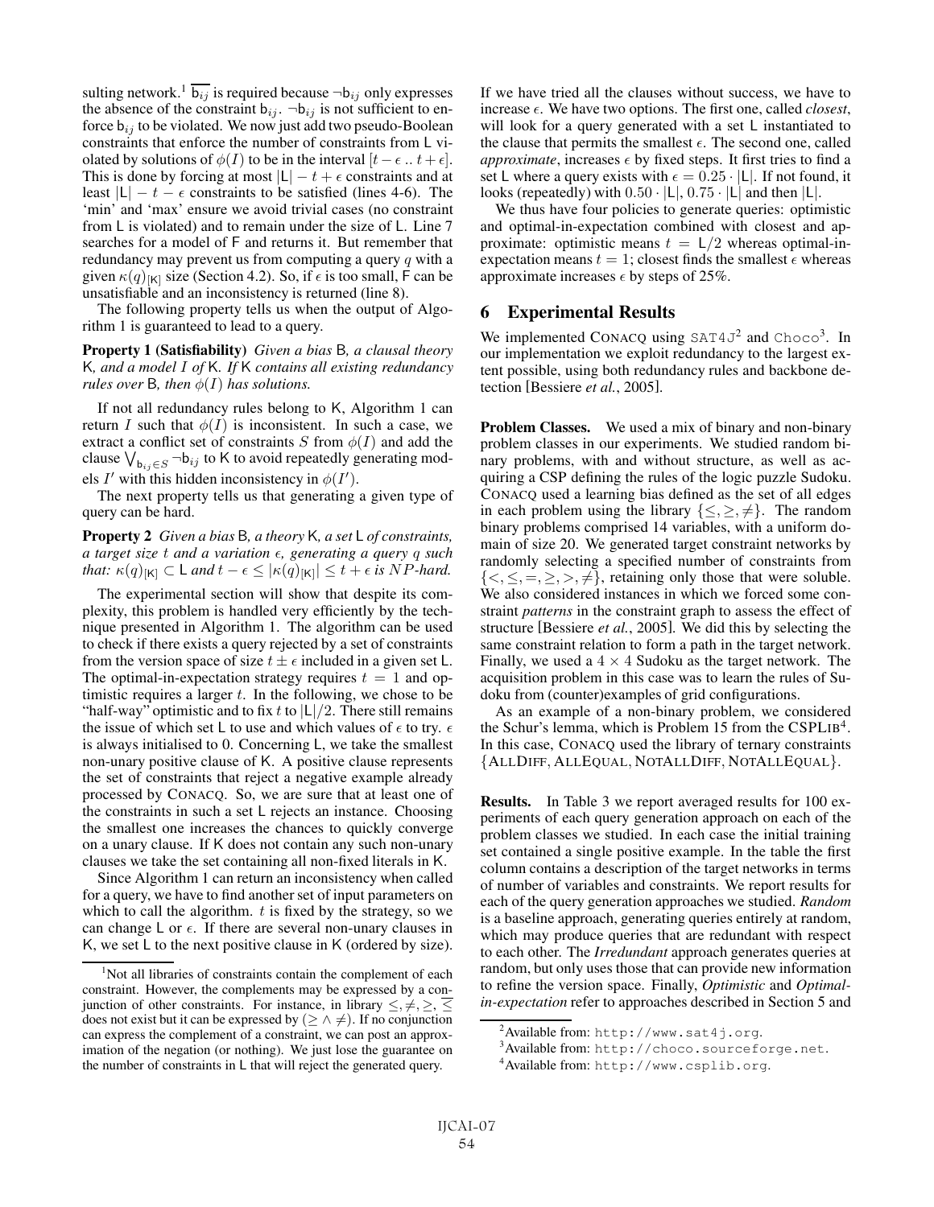sulting network.[1] $\overline{\mathsf{b}_{ij}}$ is required because $\neg\mathsf{b}_{ij}$ only expresses the absence of the constraint $\mathsf{b}_{ij}$. $\neg\mathsf{b}_{ij}$ is not sufficient to enforce $\mathsf{b}_{ij}$ to be violated. We now just add two pseudo-Boolean constraints that enforce the number of constraints from L violated by solutions of $\phi(I)$ to be in the interval $[t-\epsilon \,..\, t+\epsilon]$. This is done by forcing at most $|\mathsf{L}| - t + \epsilon$ constraints and at least $|\mathsf{L}| - t - \epsilon$ constraints to be satisfied (lines 4-6). The 'min' and 'max' ensure we avoid trivial cases (no constraint from L is violated) and to remain under the size of L. Line 7 searches for a model of F and returns it. But remember that redundancy may prevent us from computing a query $q$ with a given $\kappa(q)_{[\mathsf{K}]}$ size (Section 4.2). So, if $\epsilon$ is too small, F can be unsatisfiable and an inconsistency is returned (line 8).

The following property tells us when the output of Algorithm 1 is guaranteed to lead to a query.

**Property 1 (Satisfiability)** *Given a bias* B*, a clausal theory* K*, and a model $I$ of* K*. If* K *contains all existing redundancy rules over* B*, then $\phi(I)$ has solutions.*

If not all redundancy rules belong to K, Algorithm 1 can return $I$ such that $\phi(I)$ is inconsistent. In such a case, we extract a conflict set of constraints $S$ from $\phi(I)$ and add the clause $\bigvee_{\mathsf{b}_{ij}\in S} \neg\mathsf{b}_{ij}$ to K to avoid repeatedly generating models $I'$ with this hidden inconsistency in $\phi(I')$.

The next property tells us that generating a given type of query can be hard.

**Property 2** *Given a bias* B*, a theory* K*, a set* L *of constraints, a target size $t$ and a variation $\epsilon$, generating a query $q$ such that: $\kappa(q)_{[\mathsf{K}]} \subset \mathsf{L}$ and $t - \epsilon \leq |\kappa(q)_{[\mathsf{K}]}| \leq t + \epsilon$ is $NP$-hard.*

The experimental section will show that despite its complexity, this problem is handled very efficiently by the technique presented in Algorithm 1. The algorithm can be used to check if there exists a query rejected by a set of constraints from the version space of size $t \pm \epsilon$ included in a given set L. The optimal-in-expectation strategy requires $t = 1$ and optimistic requires a larger $t$. In the following, we chose to be "half-way" optimistic and to fix $t$ to $|\mathsf{L}|/2$. There still remains the issue of which set L to use and which values of $\epsilon$ to try. $\epsilon$ is always initialised to 0. Concerning L, we take the smallest non-unary positive clause of K. A positive clause represents the set of constraints that reject a negative example already processed by CONACQ. So, we are sure that at least one of the constraints in such a set L rejects an instance. Choosing the smallest one increases the chances to quickly converge on a unary clause. If K does not contain any such non-unary clauses we take the set containing all non-fixed literals in K.

Since Algorithm 1 can return an inconsistency when called for a query, we have to find another set of input parameters on which to call the algorithm. $t$ is fixed by the strategy, so we can change L or $\epsilon$. If there are several non-unary clauses in K, we set L to the next positive clause in K (ordered by size). If we have tried all the clauses without success, we have to increase $\epsilon$. We have two options. The first one, called *closest*, will look for a query generated with a set L instantiated to the clause that permits the smallest $\epsilon$. The second one, called *approximate*, increases $\epsilon$ by fixed steps. It first tries to find a set L where a query exists with $\epsilon = 0.25 \cdot |\mathsf{L}|$. If not found, it looks (repeatedly) with $0.50 \cdot |\mathsf{L}|$, $0.75 \cdot |\mathsf{L}|$ and then $|\mathsf{L}|$.

We thus have four policies to generate queries: optimistic and optimal-in-expectation combined with closest and approximate: optimistic means $t = \mathsf{L}/2$ whereas optimal-in-expectation means $t = 1$; closest finds the smallest $\epsilon$ whereas approximate increases $\epsilon$ by steps of 25%.

## 6 Experimental Results

We implemented CONACQ using SAT4J[2] and Choco[3]. In our implementation we exploit redundancy to the largest extent possible, using both redundancy rules and backbone detection [Bessiere *et al.*, 2005].

**Problem Classes.** We used a mix of binary and non-binary problem classes in our experiments. We studied random binary problems, with and without structure, as well as acquiring a CSP defining the rules of the logic puzzle Sudoku. CONACQ used a learning bias defined as the set of all edges in each problem using the library $\{\leq, \geq, \neq\}$. The random binary problems comprised 14 variables, with a uniform domain of size 20. We generated target constraint networks by randomly selecting a specified number of constraints from $\{<, \leq, =, \geq, >, \neq\}$, retaining only those that were soluble. We also considered instances in which we forced some constraint *patterns* in the constraint graph to assess the effect of structure [Bessiere *et al.*, 2005]. We did this by selecting the same constraint relation to form a path in the target network. Finally, we used a $4 \times 4$ Sudoku as the target network. The acquisition problem in this case was to learn the rules of Sudoku from (counter)examples of grid configurations.

As an example of a non-binary problem, we considered the Schur's lemma, which is Problem 15 from the CSPLIB[4]. In this case, CONACQ used the library of ternary constraints {ALLDIFF, ALLEQUAL, NOTALLDIFF, NOTALLEQUAL}.

**Results.** In Table 3 we report averaged results for 100 experiments of each query generation approach on each of the problem classes we studied. In each case the initial training set contained a single positive example. In the table the first column contains a description of the target networks in terms of number of variables and constraints. We report results for each of the query generation approaches we studied. *Random* is a baseline approach, generating queries entirely at random, which may produce queries that are redundant with respect to each other. The *Irredundant* approach generates queries at random, but only uses those that can provide new information to refine the version space. Finally, *Optimistic* and *Optimal-in-expectation* refer to approaches described in Section 5 and

[1] Not all libraries of constraints contain the complement of each constraint. However, the complements may be expressed by a conjunction of other constraints. For instance, in library $\leq, \neq, \geq$, $\overline{\leq}$ does not exist but it can be expressed by $(\geq \wedge \neq)$. If no conjunction can express the complement of a constraint, we can post an approximation of the negation (or nothing). We just lose the guarantee on the number of constraints in L that will reject the generated query.

[2] Available from: http://www.sat4j.org.

[3] Available from: http://choco.sourceforge.net.

[4] Available from: http://www.csplib.org.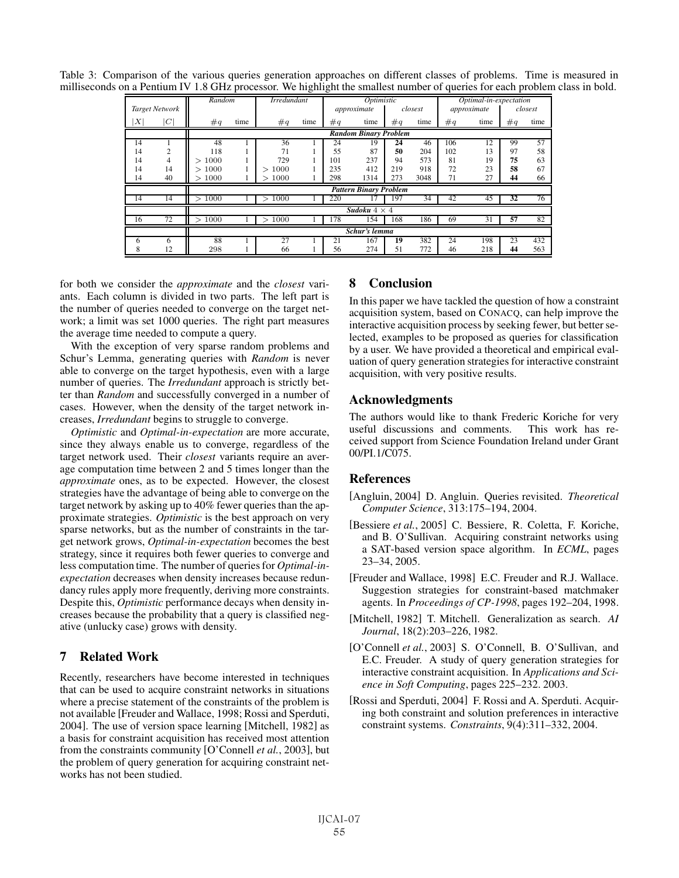Table 3: Comparison of the various queries generation approaches on different classes of problems. Time is measured in milliseconds on a Pentium IV 1.8 GHz processor. We highlight the smallest number of queries for each problem class in bold.

| *Target Network* | | *Random* | | *Irredundant* | | *Optimistic* | | | | *Optimal-in-expectation* | | | |
|---|---|---|---|---|---|---|---|---|---|---|---|---|---|
| | | | | | | *approximate* | | *closest* | | *approximate* | | *closest* | |
| $\vert X\vert$ | $\vert C\vert$ | $\#q$ | time | $\#q$ | time | $\#q$ | time | $\#q$ | time | $\#q$ | time | $\#q$ | time |
| | | ***Random Binary Problem*** | | | | | | | | | | | |
| 14 | 1 | 48 | 1 | 36 | 1 | 24 | 19 | **24** | 46 | 106 | 12 | 99 | 57 |
| 14 | 2 | 118 | 1 | 71 | 1 | 55 | 87 | **50** | 204 | 102 | 13 | 97 | 58 |
| 14 | 4 | $> 1000$ | 1 | 729 | 1 | 101 | 237 | 94 | 573 | 81 | 19 | **75** | 63 |
| 14 | 14 | $> 1000$ | 1 | $> 1000$ | 1 | 235 | 412 | 219 | 918 | 72 | 23 | **58** | 67 |
| 14 | 40 | $> 1000$ | 1 | $> 1000$ | 1 | 298 | 1314 | 273 | 3048 | 71 | 27 | **44** | 66 |
| | | ***Pattern Binary Problem*** | | | | | | | | | | | |
| 14 | 14 | $> 1000$ | 1 | $> 1000$ | 1 | 220 | 17 | 197 | 34 | 42 | 45 | **32** | 76 |
| | | ***Sudoku*** $4 \times 4$ | | | | | | | | | | | |
| 16 | 72 | $> 1000$ | 1 | $> 1000$ | 1 | 178 | 154 | 168 | 186 | 69 | 31 | **57** | 82 |
| | | ***Schur's lemma*** | | | | | | | | | | | |
| 6 | 6 | 88 | 1 | 27 | 1 | 21 | 167 | **19** | 382 | 24 | 198 | 23 | 432 |
| 8 | 12 | 298 | 1 | 66 | 1 | 56 | 274 | 51 | 772 | 46 | 218 | **44** | 563 |

for both we consider the *approximate* and the *closest* variants. Each column is divided in two parts. The left part is the number of queries needed to converge on the target network; a limit was set 1000 queries. The right part measures the average time needed to compute a query.

With the exception of very sparse random problems and Schur's Lemma, generating queries with *Random* is never able to converge on the target hypothesis, even with a large number of queries. The *Irredundant* approach is strictly better than *Random* and successfully converged in a number of cases. However, when the density of the target network increases, *Irredundant* begins to struggle to converge.

*Optimistic* and *Optimal-in-expectation* are more accurate, since they always enable us to converge, regardless of the target network used. Their *closest* variants require an average computation time between 2 and 5 times longer than the *approximate* ones, as to be expected. However, the closest strategies have the advantage of being able to converge on the target network by asking up to 40% fewer queries than the approximate strategies. *Optimistic* is the best approach on very sparse networks, but as the number of constraints in the target network grows, *Optimal-in-expectation* becomes the best strategy, since it requires both fewer queries to converge and less computation time. The number of queries for *Optimal-in-expectation* decreases when density increases because redundancy rules apply more frequently, deriving more constraints. Despite this, *Optimistic* performance decays when density increases because the probability that a query is classified negative (unlucky case) grows with density.

## 7 Related Work

Recently, researchers have become interested in techniques that can be used to acquire constraint networks in situations where a precise statement of the constraints of the problem is not available [Freuder and Wallace, 1998; Rossi and Sperduti, 2004]. The use of version space learning [Mitchell, 1982] as a basis for constraint acquisition has received most attention from the constraints community [O'Connell *et al.*, 2003], but the problem of query generation for acquiring constraint networks has not been studied.

## 8 Conclusion

In this paper we have tackled the question of how a constraint acquisition system, based on CONACQ, can help improve the interactive acquisition process by seeking fewer, but better selected, examples to be proposed as queries for classification by a user. We have provided a theoretical and empirical evaluation of query generation strategies for interactive constraint acquisition, with very positive results.

## Acknowledgments

The authors would like to thank Frederic Koriche for very useful discussions and comments. This work has received support from Science Foundation Ireland under Grant 00/PI.1/C075.

## References

[Angluin, 2004] D. Angluin. Queries revisited. *Theoretical Computer Science*, 313:175–194, 2004.

[Bessiere *et al.*, 2005] C. Bessiere, R. Coletta, F. Koriche, and B. O'Sullivan. Acquiring constraint networks using a SAT-based version space algorithm. In *ECML*, pages 23–34, 2005.

[Freuder and Wallace, 1998] E.C. Freuder and R.J. Wallace. Suggestion strategies for constraint-based matchmaker agents. In *Proceedings of CP-1998*, pages 192–204, 1998.

[Mitchell, 1982] T. Mitchell. Generalization as search. *AI Journal*, 18(2):203–226, 1982.

[O'Connell *et al.*, 2003] S. O'Connell, B. O'Sullivan, and E.C. Freuder. A study of query generation strategies for interactive constraint acquisition. In *Applications and Science in Soft Computing*, pages 225–232. 2003.

[Rossi and Sperduti, 2004] F. Rossi and A. Sperduti. Acquiring both constraint and solution preferences in interactive constraint systems. *Constraints*, 9(4):311–332, 2004.